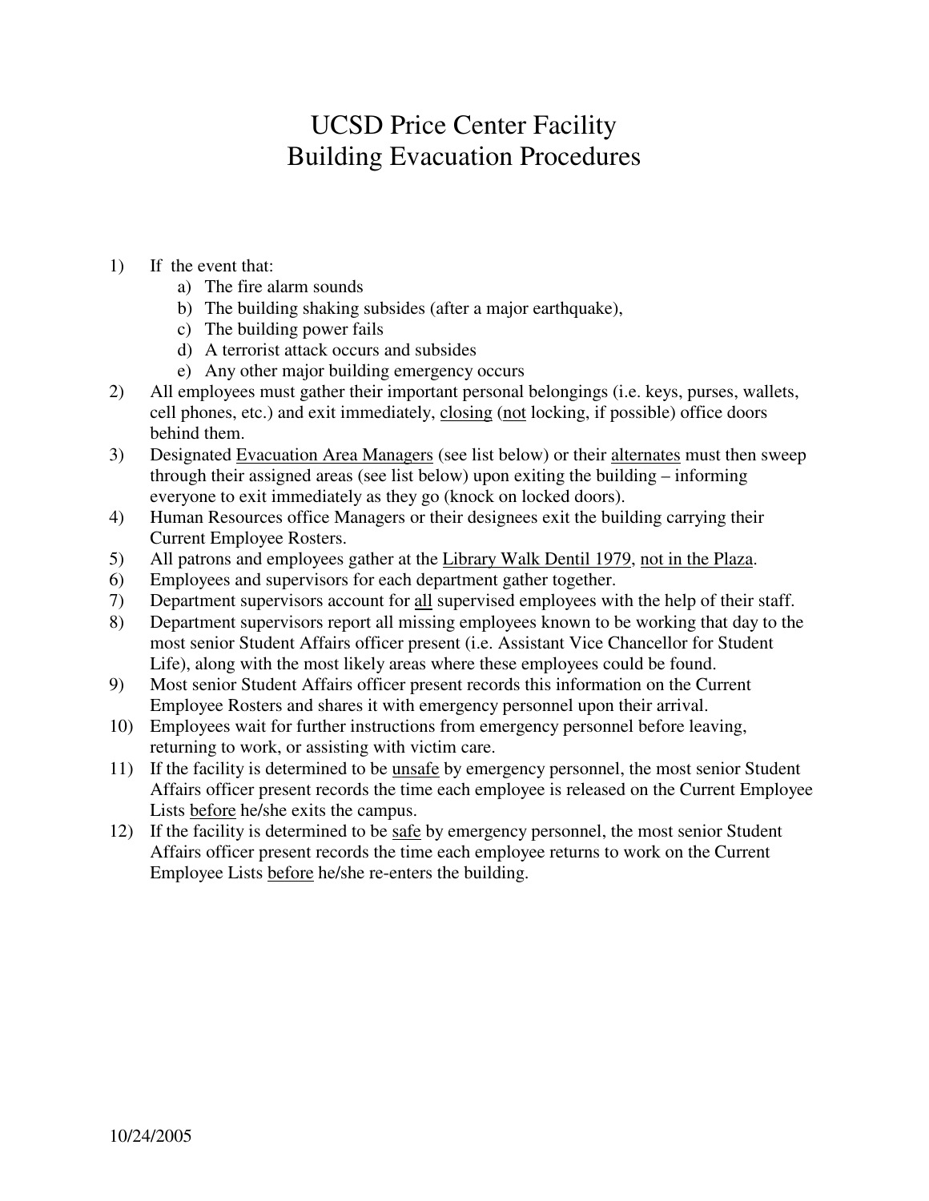# UCSD Price Center Facility
# Building Evacuation Procedures

1) If the event that:
   a) The fire alarm sounds
   b) The building shaking subsides (after a major earthquake),
   c) The building power fails
   d) A terrorist attack occurs and subsides
   e) Any other major building emergency occurs
2) All employees must gather their important personal belongings (i.e. keys, purses, wallets, cell phones, etc.) and exit immediately, <u>closing</u> (<u>not</u> locking, if possible) office doors behind them.
3) Designated <u>Evacuation Area Managers</u> (see list below) or their <u>alternates</u> must then sweep through their assigned areas (see list below) upon exiting the building – informing everyone to exit immediately as they go (knock on locked doors).
4) Human Resources office Managers or their designees exit the building carrying their Current Employee Rosters.
5) All patrons and employees gather at the <u>Library Walk Dentil 1979</u>, <u>not in the Plaza</u>.
6) Employees and supervisors for each department gather together.
7) Department supervisors account for <u>all</u> supervised employees with the help of their staff.
8) Department supervisors report all missing employees known to be working that day to the most senior Student Affairs officer present (i.e. Assistant Vice Chancellor for Student Life), along with the most likely areas where these employees could be found.
9) Most senior Student Affairs officer present records this information on the Current Employee Rosters and shares it with emergency personnel upon their arrival.
10) Employees wait for further instructions from emergency personnel before leaving, returning to work, or assisting with victim care.
11) If the facility is determined to be <u>unsafe</u> by emergency personnel, the most senior Student Affairs officer present records the time each employee is released on the Current Employee Lists <u>before</u> he/she exits the campus.
12) If the facility is determined to be <u>safe</u> by emergency personnel, the most senior Student Affairs officer present records the time each employee returns to work on the Current Employee Lists <u>before</u> he/she re-enters the building.

10/24/2005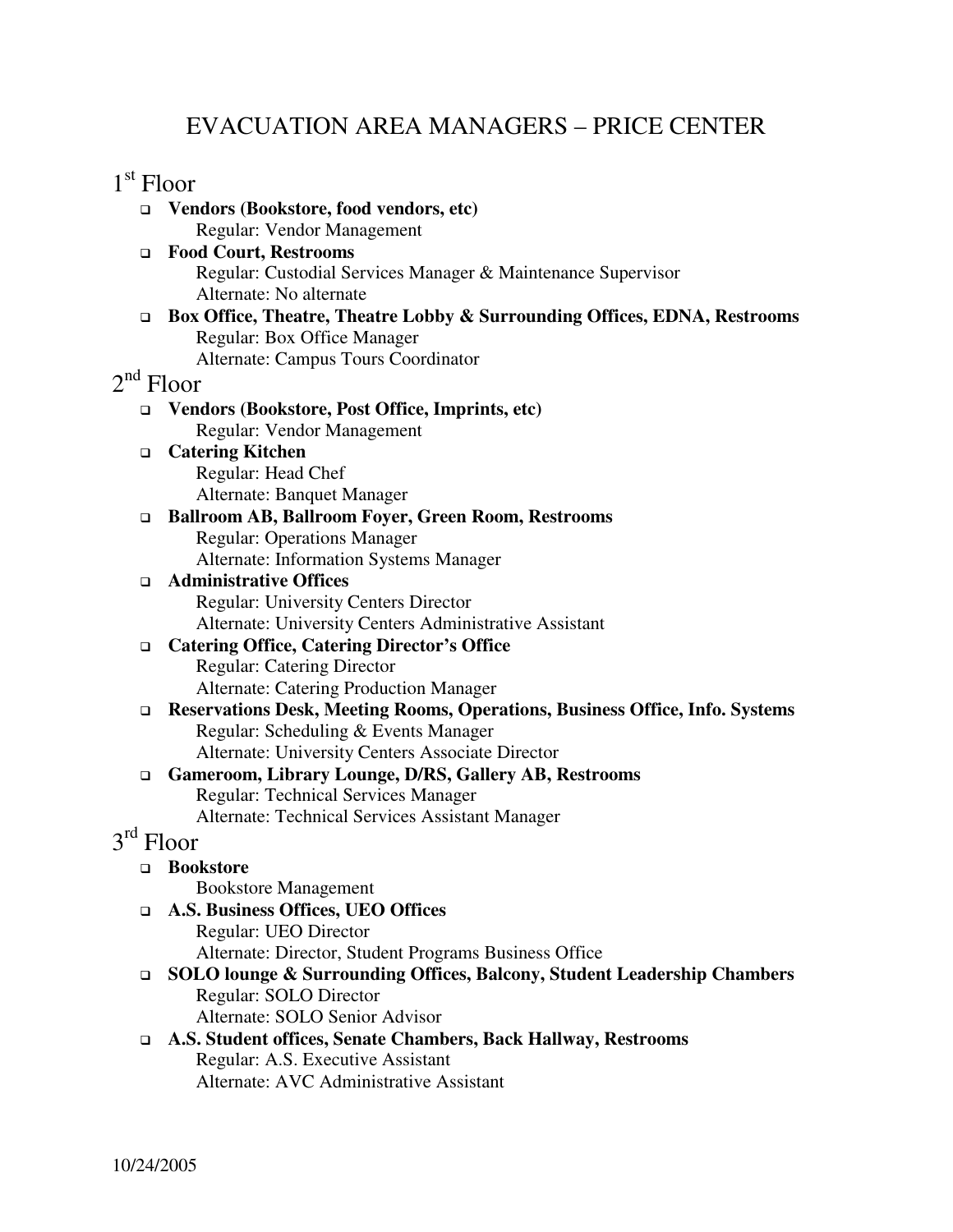# EVACUATION AREA MANAGERS – PRICE CENTER

## 1st Floor

- **Vendors (Bookstore, food vendors, etc)**
  Regular: Vendor Management
- **Food Court, Restrooms**
  Regular: Custodial Services Manager & Maintenance Supervisor
  Alternate: No alternate
- **Box Office, Theatre, Theatre Lobby & Surrounding Offices, EDNA, Restrooms**
  Regular: Box Office Manager
  Alternate: Campus Tours Coordinator

## 2nd Floor

- **Vendors (Bookstore, Post Office, Imprints, etc)**
  Regular: Vendor Management
- **Catering Kitchen**
  Regular: Head Chef
  Alternate: Banquet Manager
- **Ballroom AB, Ballroom Foyer, Green Room, Restrooms**
  Regular: Operations Manager
  Alternate: Information Systems Manager
- **Administrative Offices**
  Regular: University Centers Director
  Alternate: University Centers Administrative Assistant
- **Catering Office, Catering Director's Office**
  Regular: Catering Director
  Alternate: Catering Production Manager
- **Reservations Desk, Meeting Rooms, Operations, Business Office, Info. Systems**
  Regular: Scheduling & Events Manager
  Alternate: University Centers Associate Director
- **Gameroom, Library Lounge, D/RS, Gallery AB, Restrooms**
  Regular: Technical Services Manager
  Alternate: Technical Services Assistant Manager

## 3rd Floor

- **Bookstore**
  Bookstore Management
- **A.S. Business Offices, UEO Offices**
  Regular: UEO Director
  Alternate: Director, Student Programs Business Office
- **SOLO lounge & Surrounding Offices, Balcony, Student Leadership Chambers**
  Regular: SOLO Director
  Alternate: SOLO Senior Advisor
- **A.S. Student offices, Senate Chambers, Back Hallway, Restrooms**
  Regular: A.S. Executive Assistant
  Alternate: AVC Administrative Assistant

10/24/2005